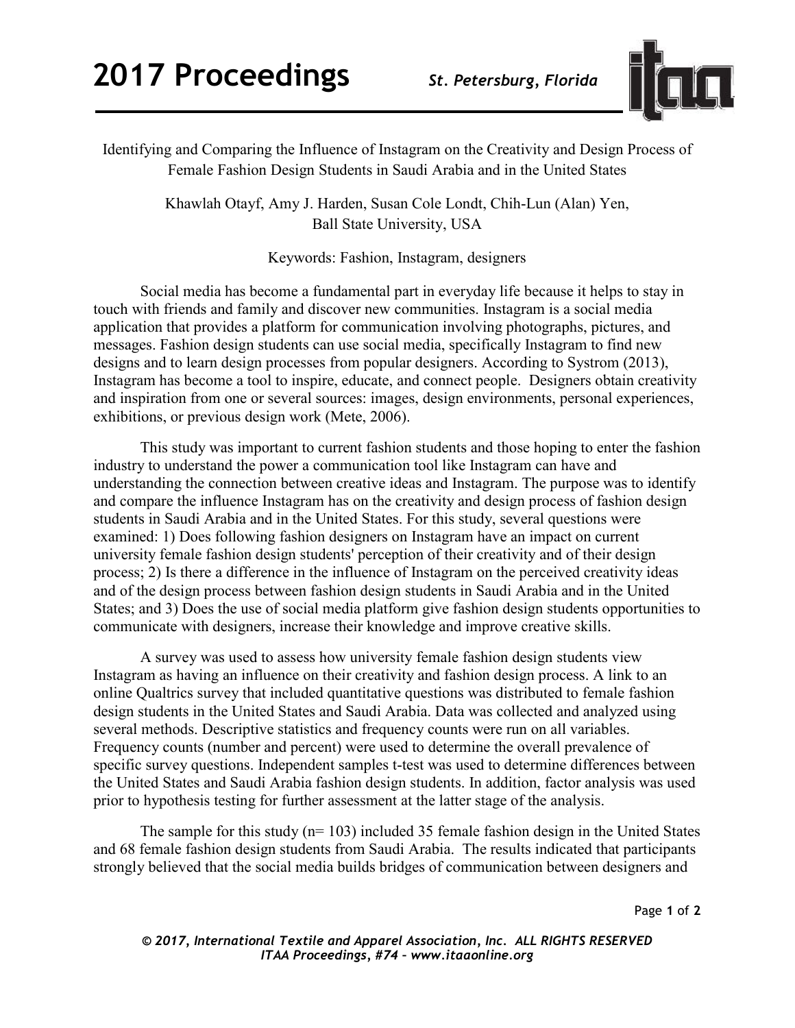# Identifying and Comparing the Influence of Instagram on the Creativity and Design Process of Female Fashion Design Students in Saudi Arabia and in the United States

Khawlah Otayf, Amy J. Harden, Susan Cole Londt, Chih-Lun (Alan) Yen,
Ball State University, USA

Keywords: Fashion, Instagram, designers

Social media has become a fundamental part in everyday life because it helps to stay in touch with friends and family and discover new communities. Instagram is a social media application that provides a platform for communication involving photographs, pictures, and messages. Fashion design students can use social media, specifically Instagram to find new designs and to learn design processes from popular designers. According to Systrom (2013), Instagram has become a tool to inspire, educate, and connect people. Designers obtain creativity and inspiration from one or several sources: images, design environments, personal experiences, exhibitions, or previous design work (Mete, 2006).

This study was important to current fashion students and those hoping to enter the fashion industry to understand the power a communication tool like Instagram can have and understanding the connection between creative ideas and Instagram. The purpose was to identify and compare the influence Instagram has on the creativity and design process of fashion design students in Saudi Arabia and in the United States. For this study, several questions were examined: 1) Does following fashion designers on Instagram have an impact on current university female fashion design students' perception of their creativity and of their design process; 2) Is there a difference in the influence of Instagram on the perceived creativity ideas and of the design process between fashion design students in Saudi Arabia and in the United States; and 3) Does the use of social media platform give fashion design students opportunities to communicate with designers, increase their knowledge and improve creative skills.

A survey was used to assess how university female fashion design students view Instagram as having an influence on their creativity and fashion design process. A link to an online Qualtrics survey that included quantitative questions was distributed to female fashion design students in the United States and Saudi Arabia. Data was collected and analyzed using several methods. Descriptive statistics and frequency counts were run on all variables. Frequency counts (number and percent) were used to determine the overall prevalence of specific survey questions. Independent samples t-test was used to determine differences between the United States and Saudi Arabia fashion design students. In addition, factor analysis was used prior to hypothesis testing for further assessment at the latter stage of the analysis.

The sample for this study (n= 103) included 35 female fashion design in the United States and 68 female fashion design students from Saudi Arabia. The results indicated that participants strongly believed that the social media builds bridges of communication between designers and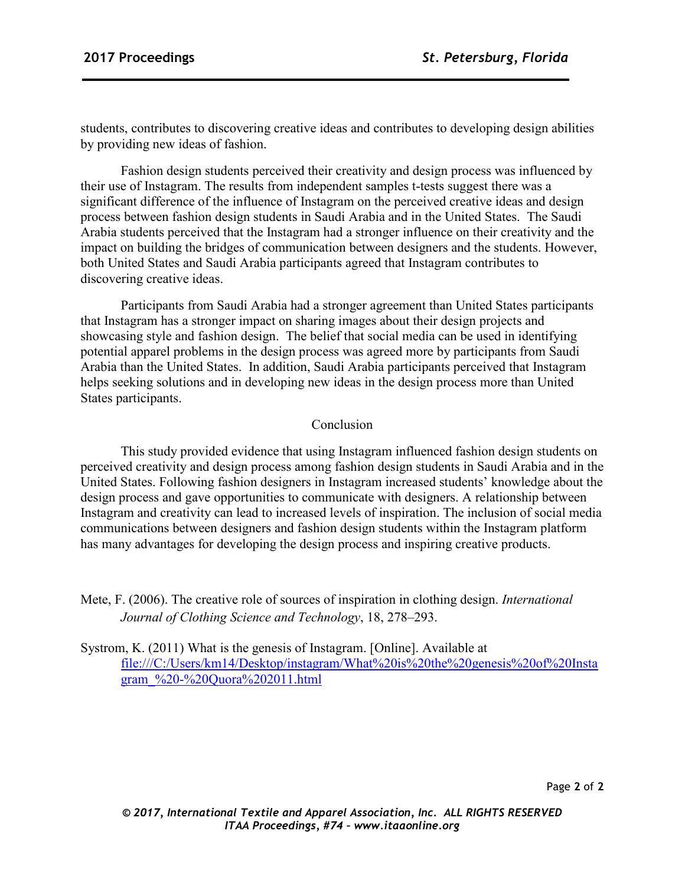students, contributes to discovering creative ideas and contributes to developing design abilities by providing new ideas of fashion.

Fashion design students perceived their creativity and design process was influenced by their use of Instagram. The results from independent samples t-tests suggest there was a significant difference of the influence of Instagram on the perceived creative ideas and design process between fashion design students in Saudi Arabia and in the United States. The Saudi Arabia students perceived that the Instagram had a stronger influence on their creativity and the impact on building the bridges of communication between designers and the students. However, both United States and Saudi Arabia participants agreed that Instagram contributes to discovering creative ideas.

Participants from Saudi Arabia had a stronger agreement than United States participants that Instagram has a stronger impact on sharing images about their design projects and showcasing style and fashion design. The belief that social media can be used in identifying potential apparel problems in the design process was agreed more by participants from Saudi Arabia than the United States. In addition, Saudi Arabia participants perceived that Instagram helps seeking solutions and in developing new ideas in the design process more than United States participants.

## Conclusion

This study provided evidence that using Instagram influenced fashion design students on perceived creativity and design process among fashion design students in Saudi Arabia and in the United States. Following fashion designers in Instagram increased students' knowledge about the design process and gave opportunities to communicate with designers. A relationship between Instagram and creativity can lead to increased levels of inspiration. The inclusion of social media communications between designers and fashion design students within the Instagram platform has many advantages for developing the design process and inspiring creative products.

Mete, F. (2006). The creative role of sources of inspiration in clothing design. *International Journal of Clothing Science and Technology*, 18, 278–293.

Systrom, K. (2011) What is the genesis of Instagram. [Online]. Available at file:///C:/Users/km14/Desktop/instagram/What%20is%20the%20genesis%20of%20Instagram_%20-%20Quora%202011.html